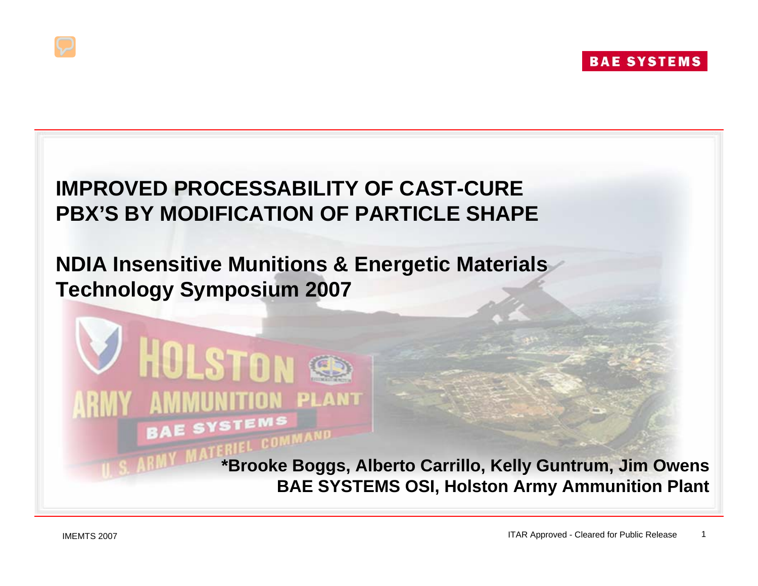# IMPROVED PROCESSABILITY OF CAST-CURE PBX'S BY MODIFICATION OF PARTICLE SHAPE

## NDIA Insensitive Munitions & Energetic Materials Technology Symposium 2007

**\*Brooke Boggs, Alberto Carrillo, Kelly Guntrum, Jim Owens**
**BAE SYSTEMS OSI, Holston Army Ammunition Plant**

ITAR Approved - Cleared for Public Release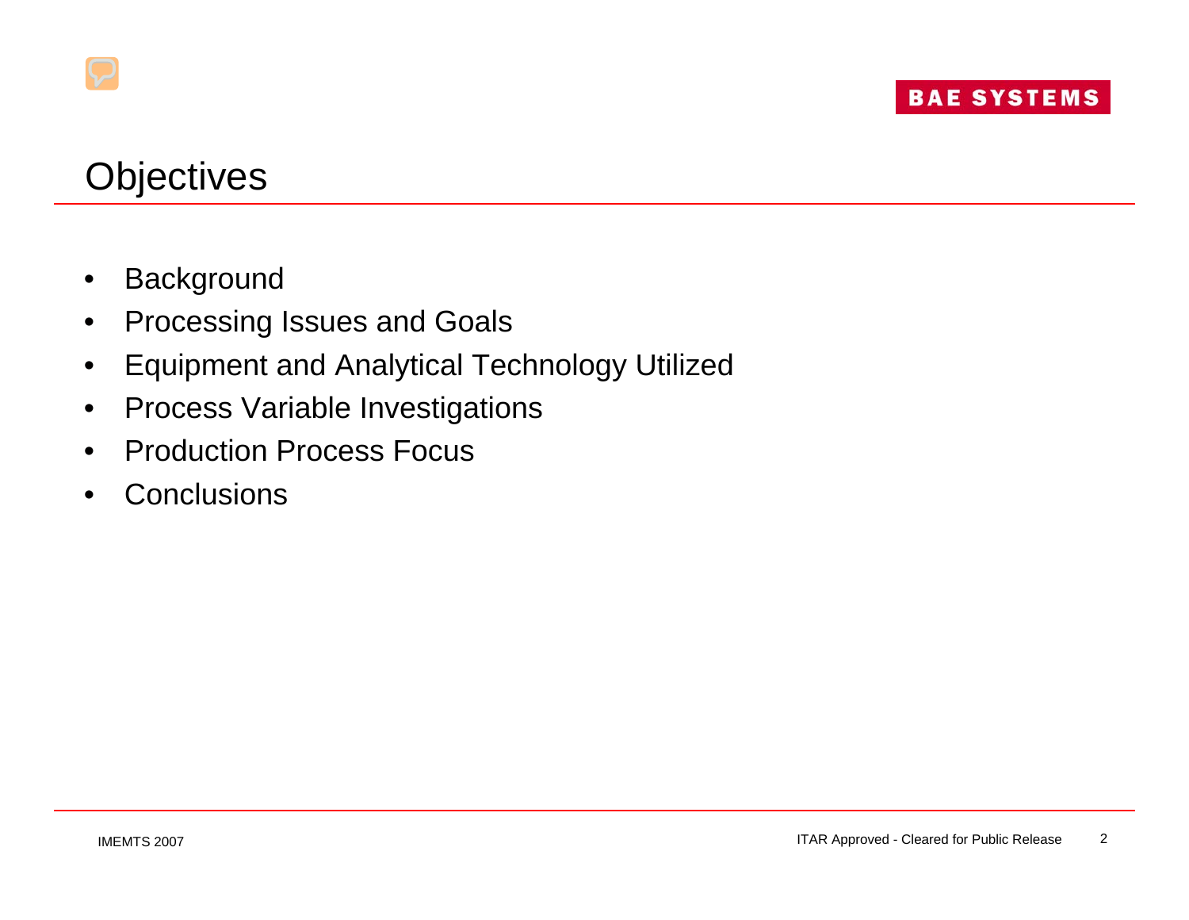# Objectives

- Background
- Processing Issues and Goals
- Equipment and Analytical Technology Utilized
- Process Variable Investigations
- Production Process Focus
- Conclusions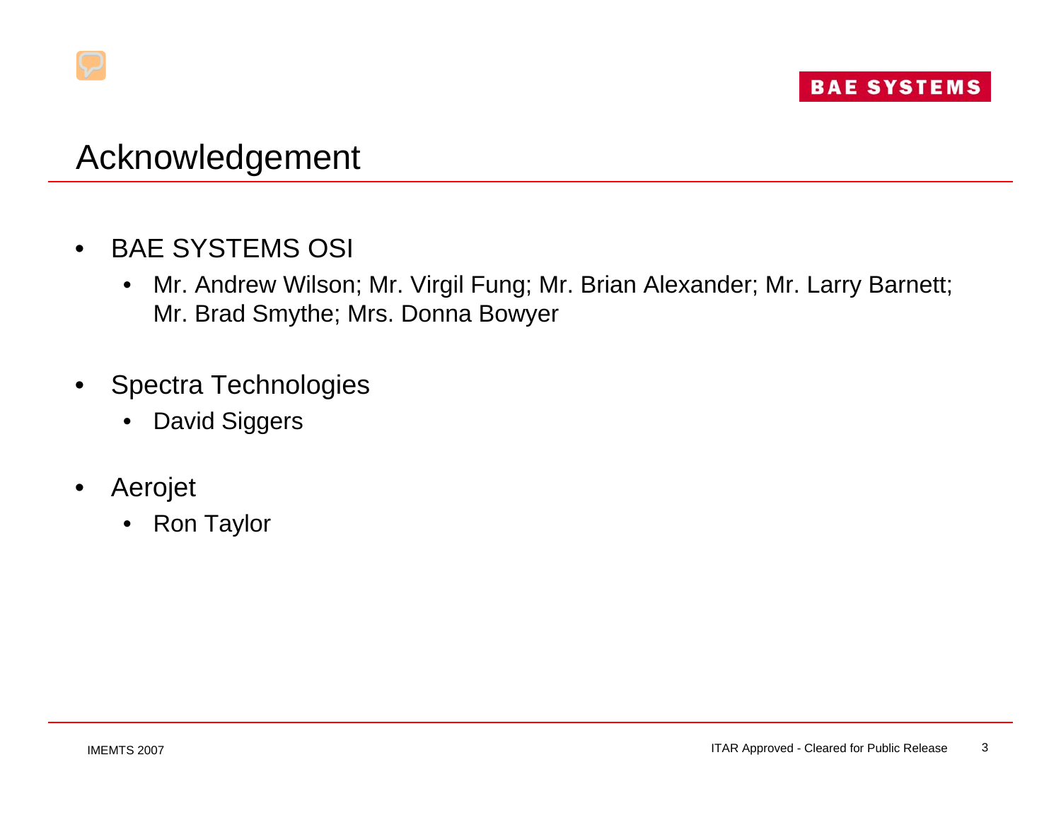# Acknowledgement

- BAE SYSTEMS OSI
  - Mr. Andrew Wilson; Mr. Virgil Fung; Mr. Brian Alexander; Mr. Larry Barnett; Mr. Brad Smythe; Mrs. Donna Bowyer
- Spectra Technologies
  - David Siggers
- Aerojet
  - Ron Taylor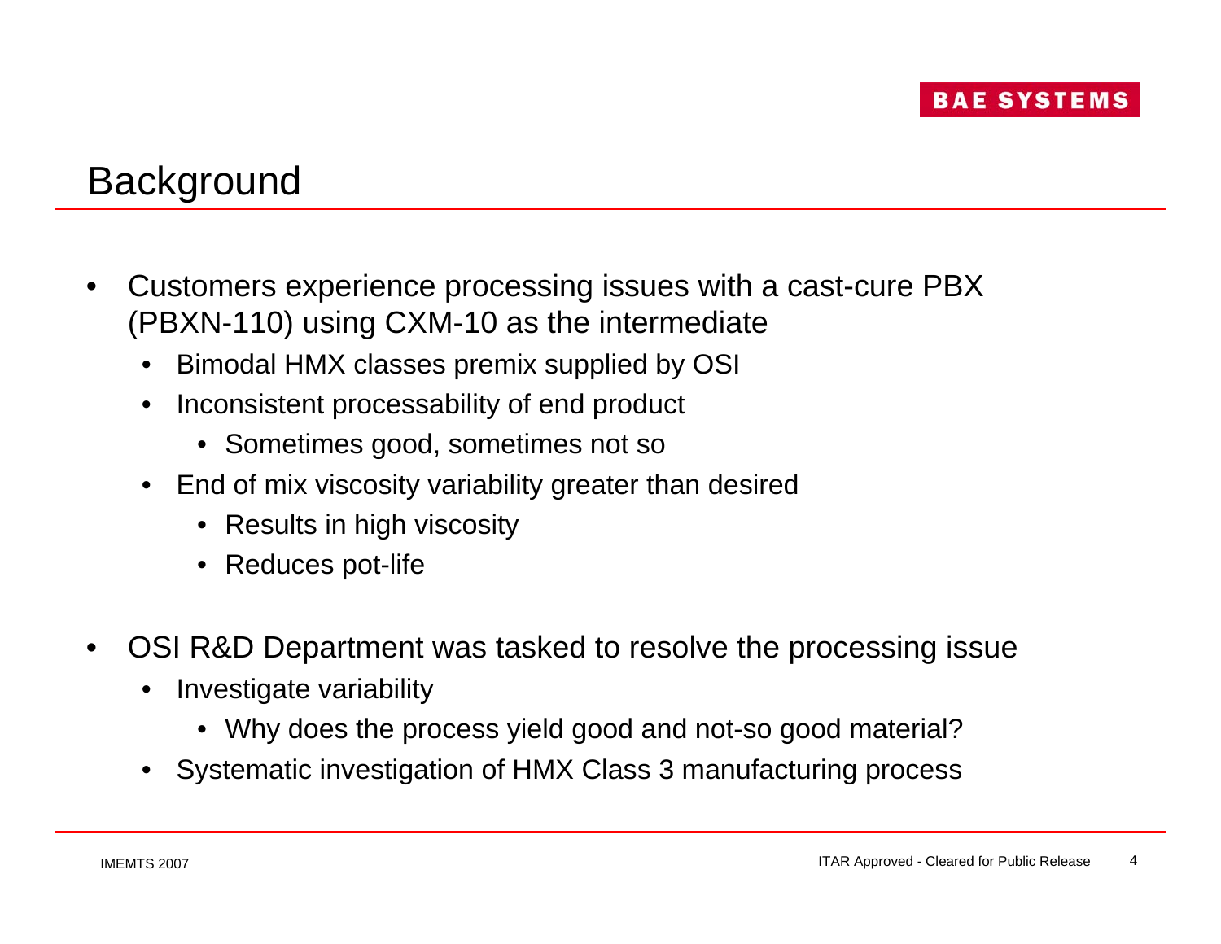# Background

- Customers experience processing issues with a cast-cure PBX (PBXN-110) using CXM-10 as the intermediate
  - Bimodal HMX classes premix supplied by OSI
  - Inconsistent processability of end product
    - Sometimes good, sometimes not so
  - End of mix viscosity variability greater than desired
    - Results in high viscosity
    - Reduces pot-life

- OSI R&D Department was tasked to resolve the processing issue
  - Investigate variability
    - Why does the process yield good and not-so good material?
  - Systematic investigation of HMX Class 3 manufacturing process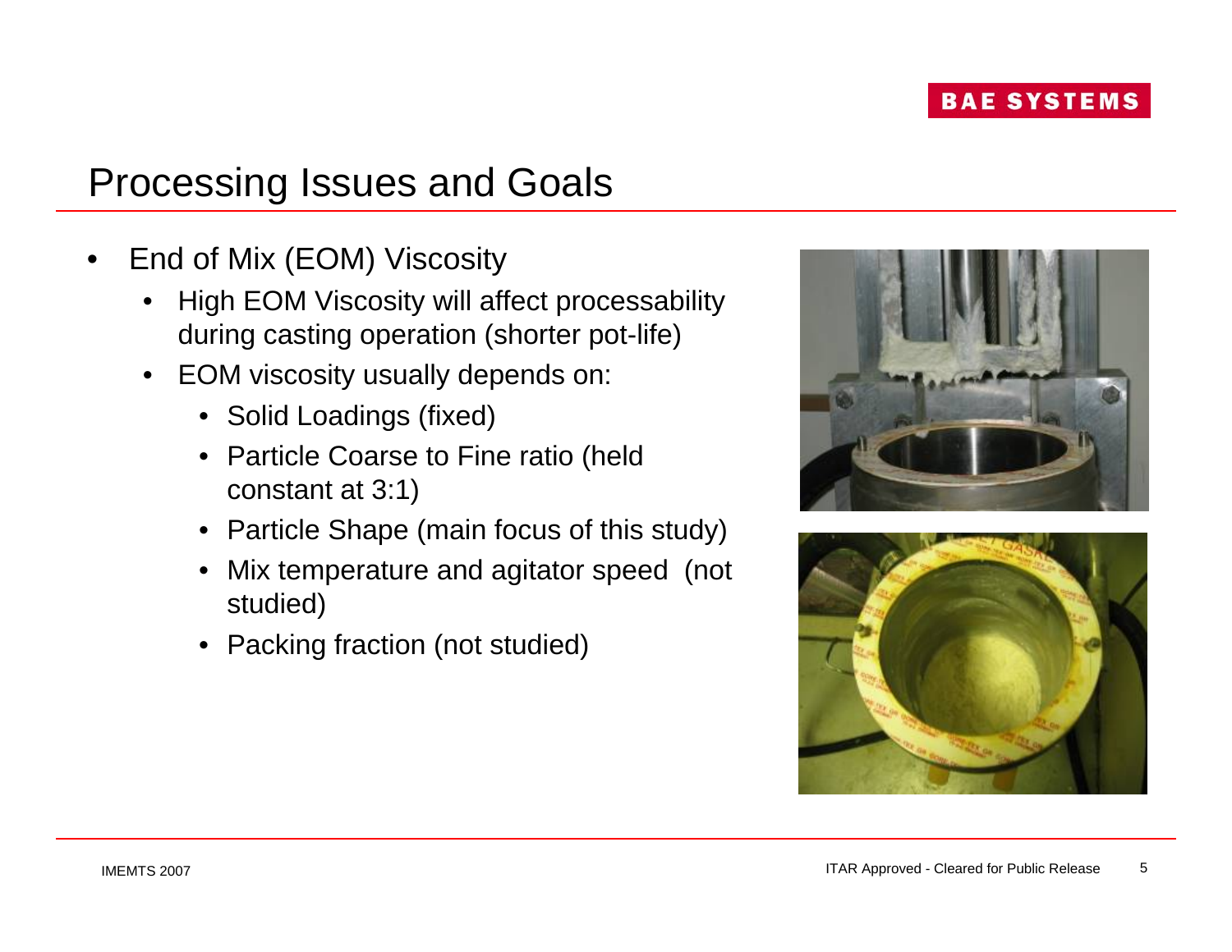# Processing Issues and Goals

- End of Mix (EOM) Viscosity
  - High EOM Viscosity will affect processability during casting operation (shorter pot-life)
  - EOM viscosity usually depends on:
    - Solid Loadings (fixed)
    - Particle Coarse to Fine ratio (held constant at 3:1)
    - Particle Shape (main focus of this study)
    - Mix temperature and agitator speed (not studied)
    - Packing fraction (not studied)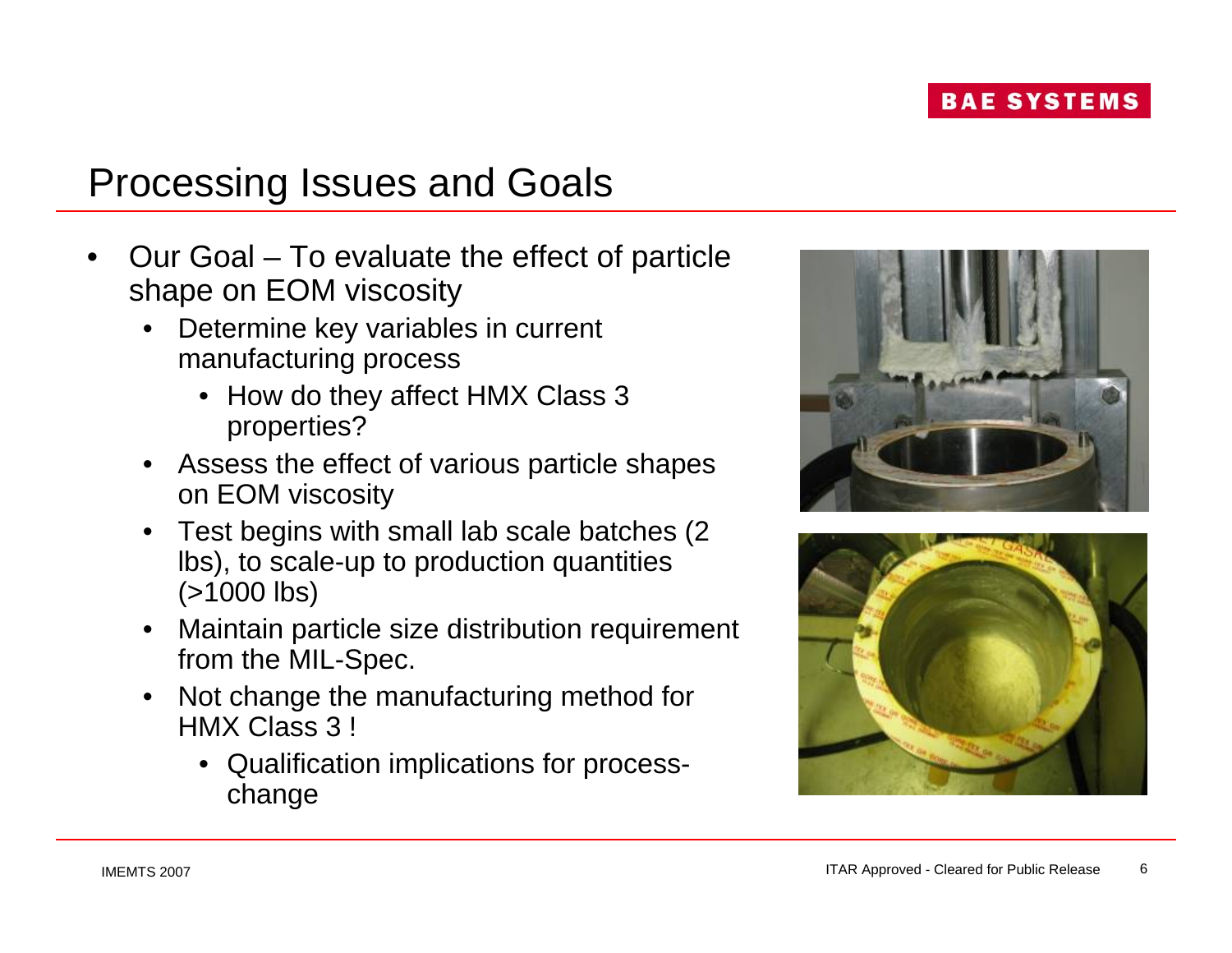# Processing Issues and Goals

- Our Goal – To evaluate the effect of particle shape on EOM viscosity
  - Determine key variables in current manufacturing process
    - How do they affect HMX Class 3 properties?
  - Assess the effect of various particle shapes on EOM viscosity
  - Test begins with small lab scale batches (2 lbs), to scale-up to production quantities (>1000 lbs)
  - Maintain particle size distribution requirement from the MIL-Spec.
  - Not change the manufacturing method for HMX Class 3 !
    - Qualification implications for process-change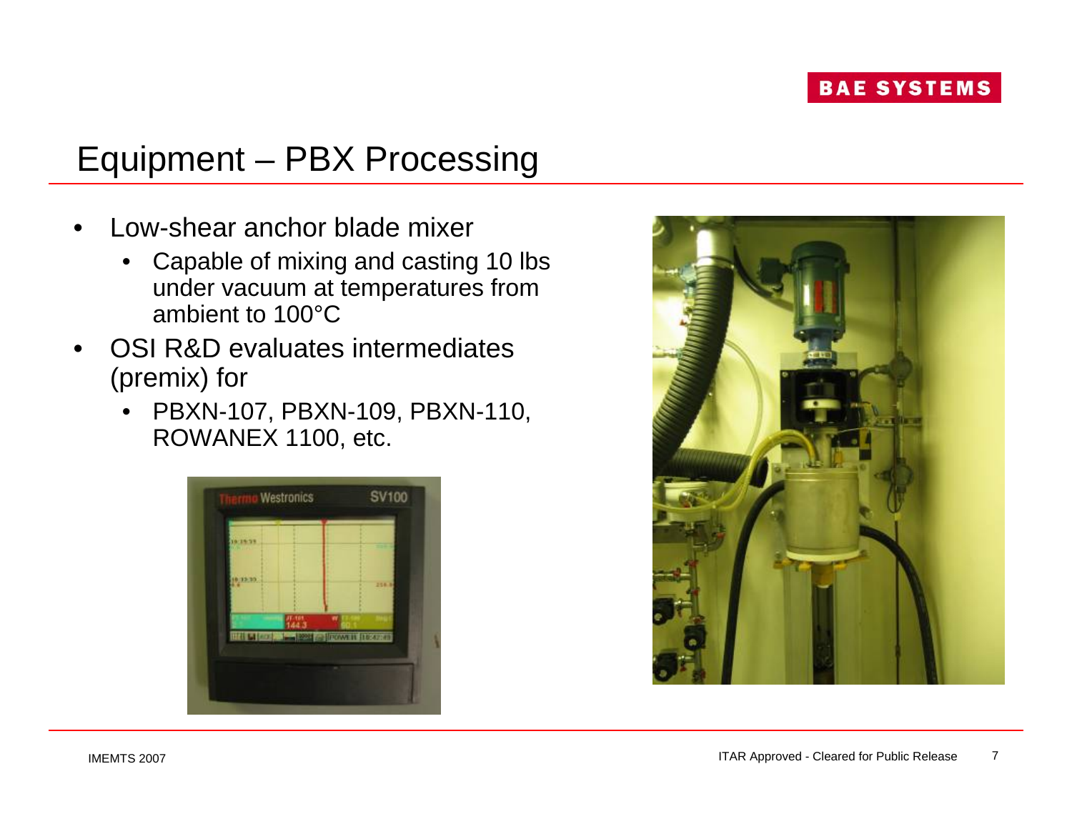# Equipment – PBX Processing

- Low-shear anchor blade mixer
  - Capable of mixing and casting 10 lbs under vacuum at temperatures from ambient to 100°C
- OSI R&D evaluates intermediates (premix) for
  - PBXN-107, PBXN-109, PBXN-110, ROWANEX 1100, etc.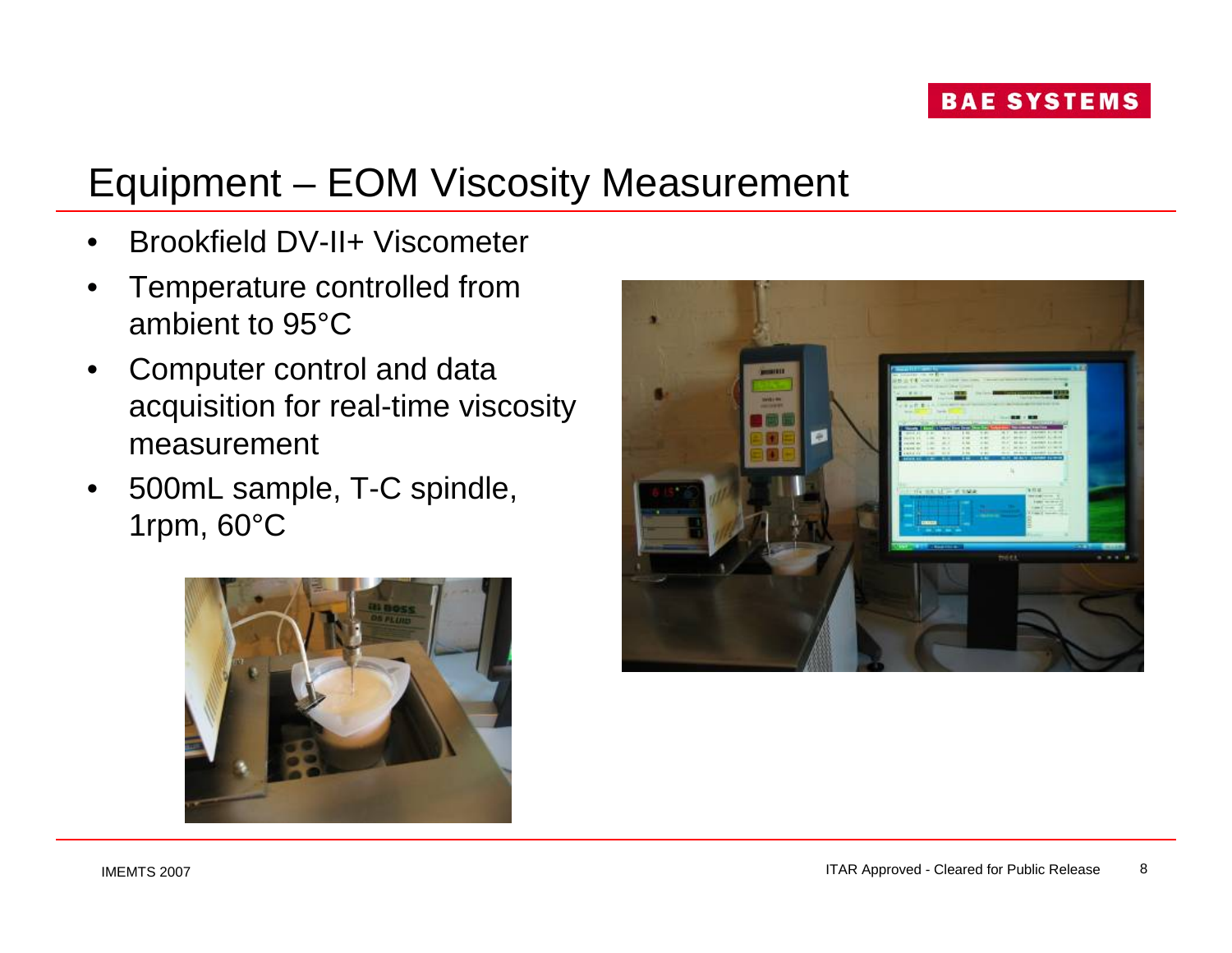# Equipment – EOM Viscosity Measurement

- Brookfield DV-II+ Viscometer
- Temperature controlled from ambient to 95°C
- Computer control and data acquisition for real-time viscosity measurement
- 500mL sample, T-C spindle, 1rpm, 60°C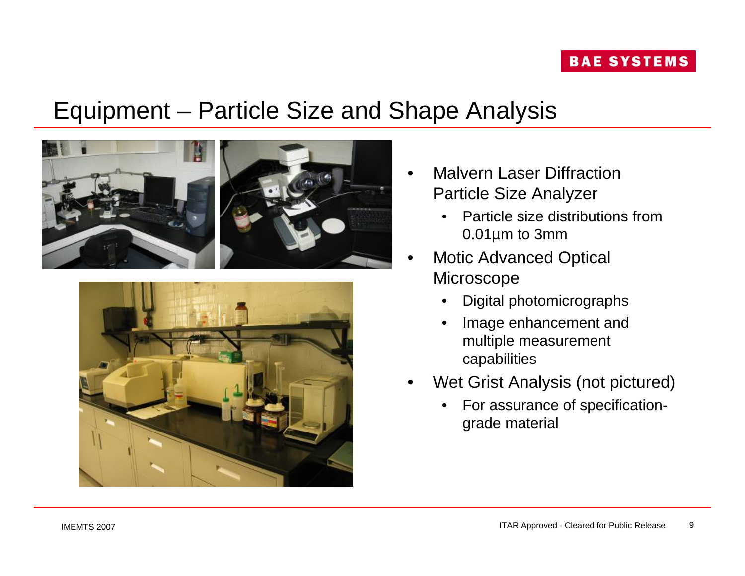# Equipment – Particle Size and Shape Analysis

- Malvern Laser Diffraction Particle Size Analyzer
  - Particle size distributions from 0.01µm to 3mm
- Motic Advanced Optical Microscope
  - Digital photomicrographs
  - Image enhancement and multiple measurement capabilities
- Wet Grist Analysis (not pictured)
  - For assurance of specification-grade material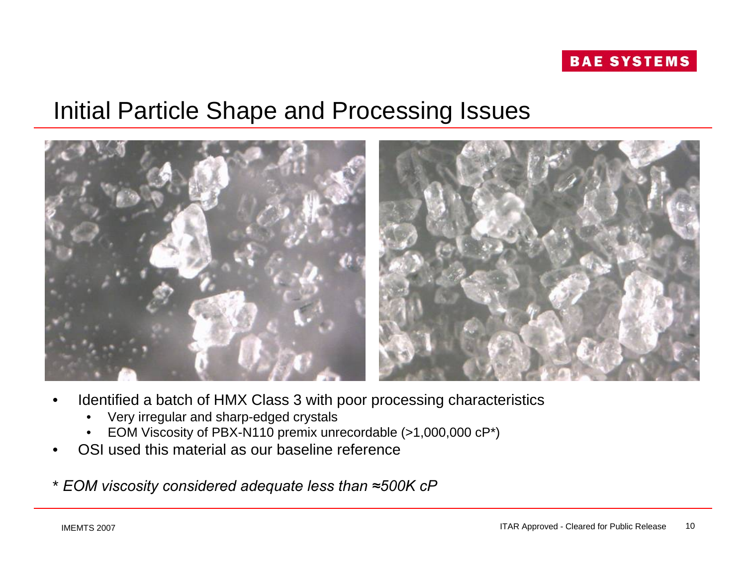# Initial Particle Shape and Processing Issues

- Identified a batch of HMX Class 3 with poor processing characteristics
  - Very irregular and sharp-edged crystals
  - EOM Viscosity of PBX-N110 premix unrecordable (>1,000,000 cP*)
- OSI used this material as our baseline reference

*\* EOM viscosity considered adequate less than ≈500K cP*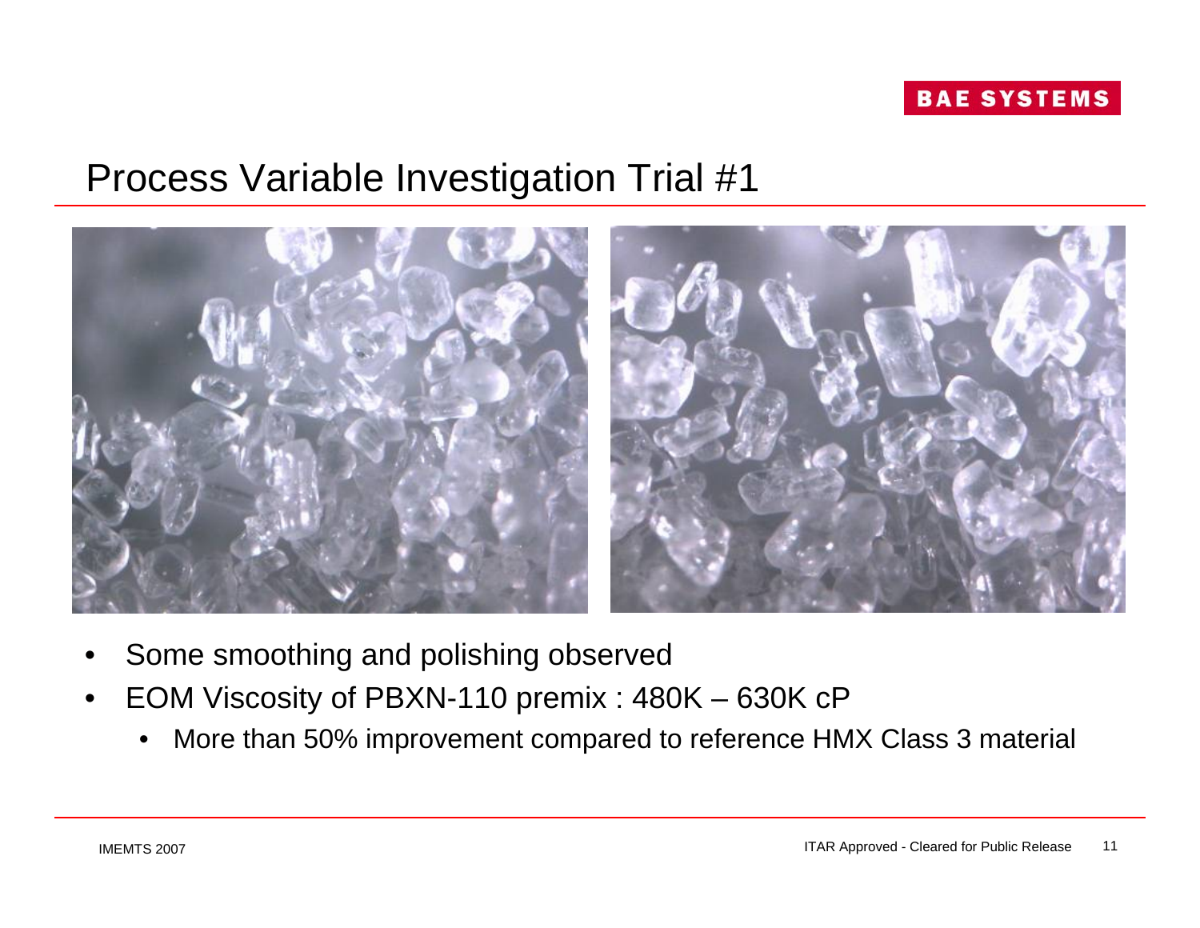# Process Variable Investigation Trial #1

- Some smoothing and polishing observed
- EOM Viscosity of PBXN-110 premix : 480K – 630K cP
  - More than 50% improvement compared to reference HMX Class 3 material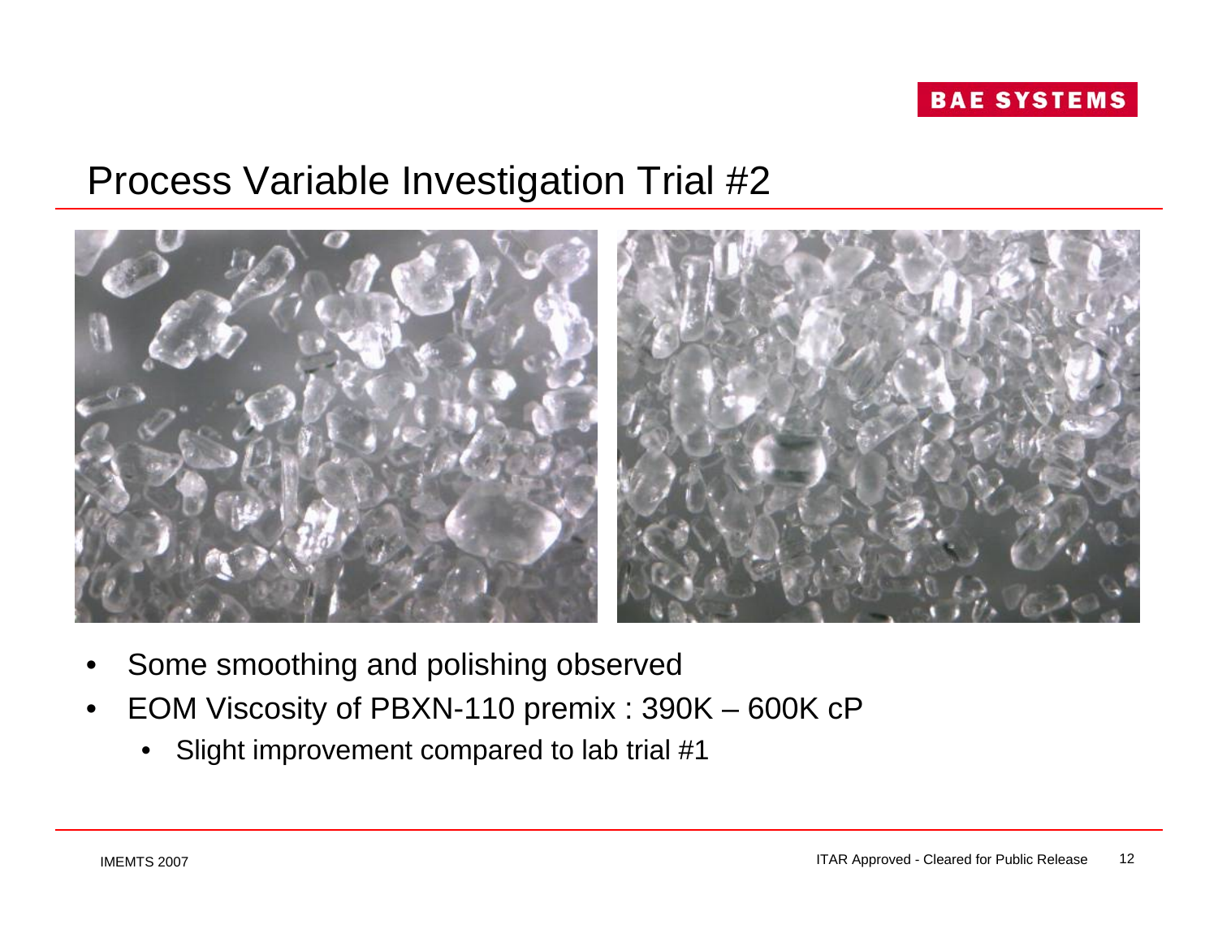# Process Variable Investigation Trial #2

- Some smoothing and polishing observed
- EOM Viscosity of PBXN-110 premix : 390K – 600K cP
  - Slight improvement compared to lab trial #1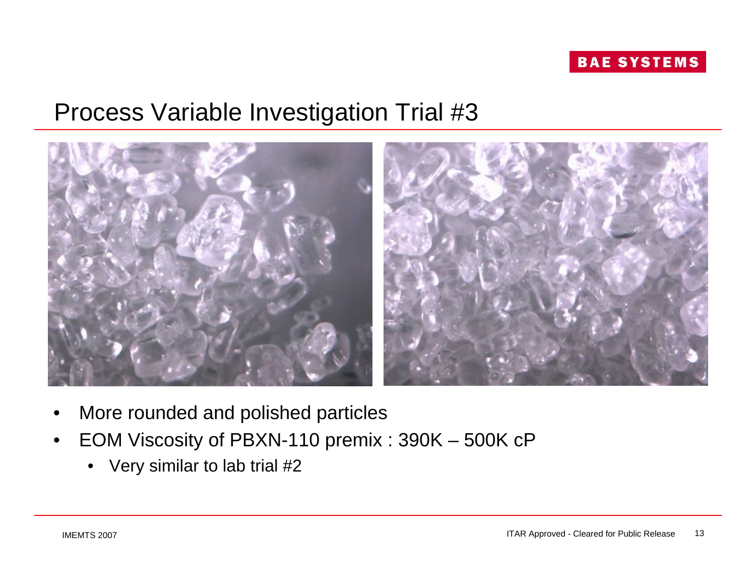# Process Variable Investigation Trial #3

- More rounded and polished particles
- EOM Viscosity of PBXN-110 premix : 390K – 500K cP
  - Very similar to lab trial #2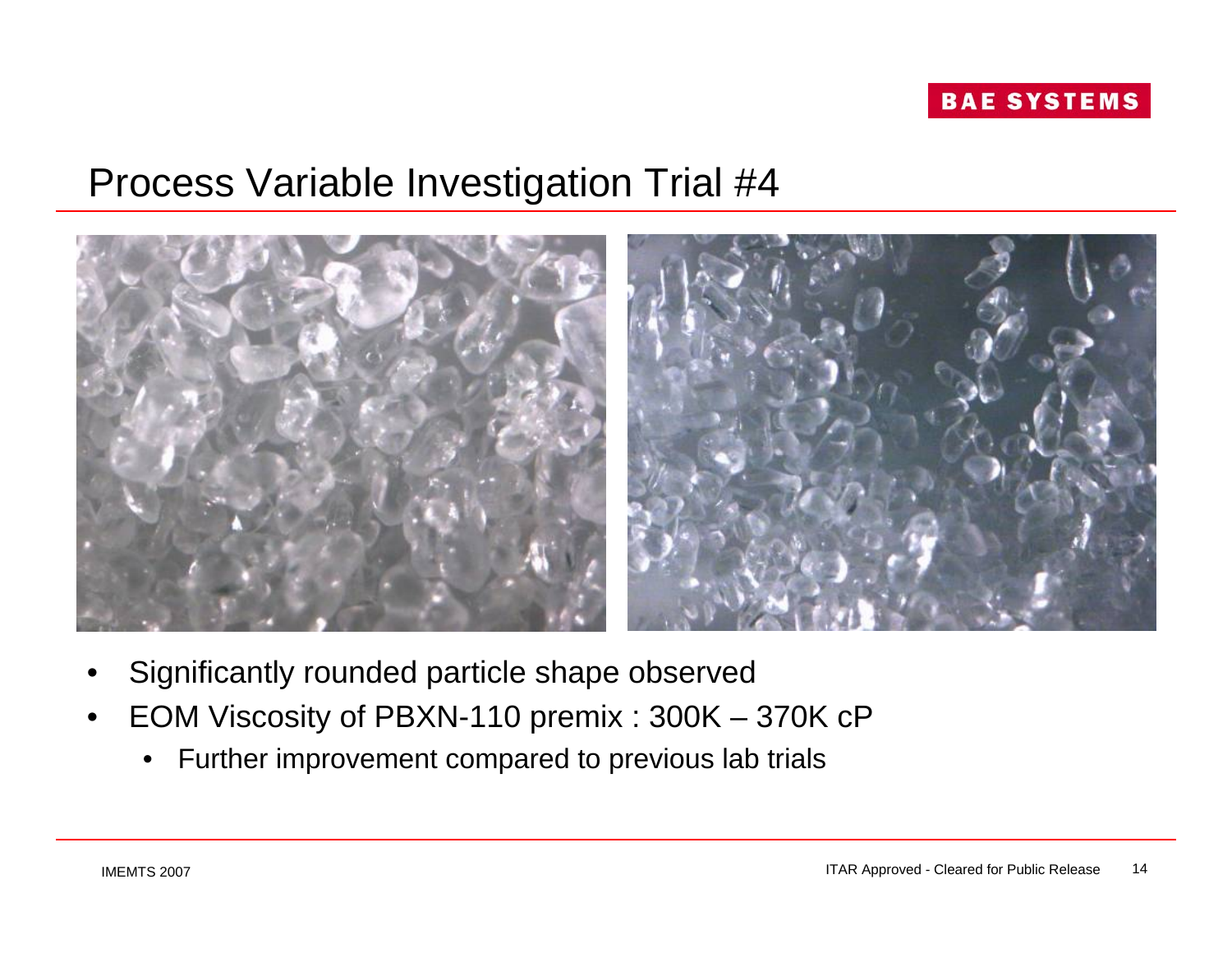# Process Variable Investigation Trial #4

- Significantly rounded particle shape observed
- EOM Viscosity of PBXN-110 premix : 300K – 370K cP
  - Further improvement compared to previous lab trials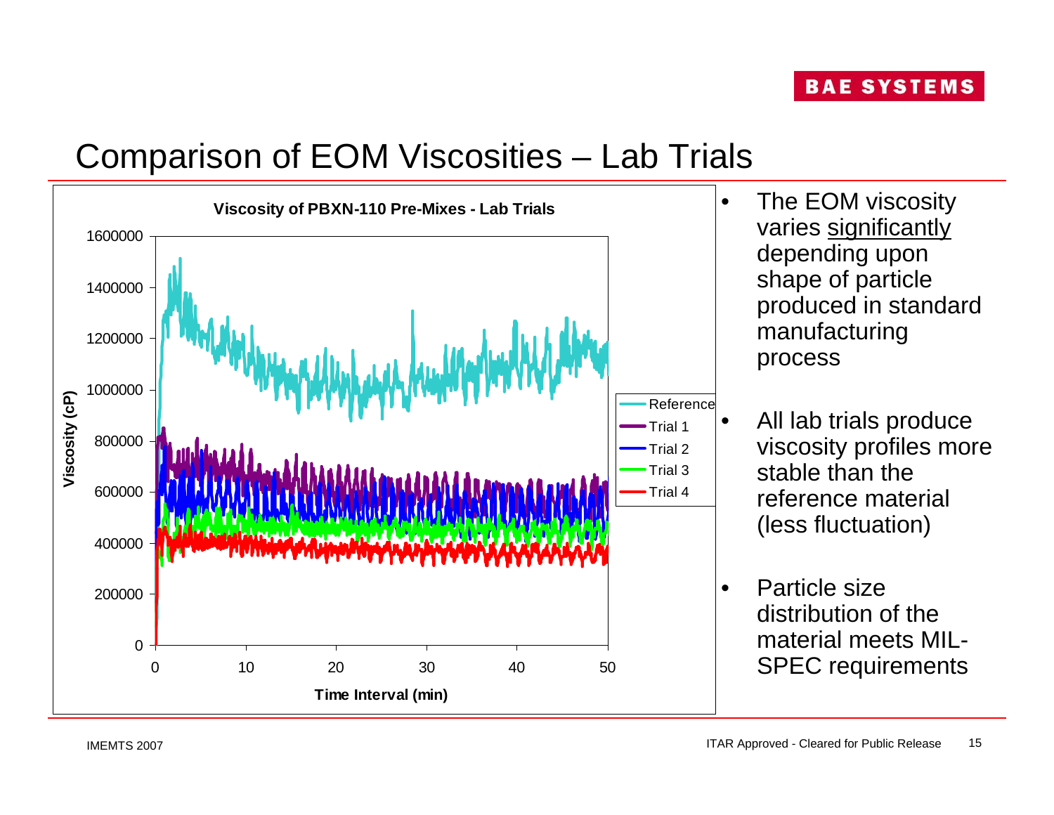# Comparison of EOM Viscosities – Lab Trials

- The EOM viscosity varies significantly depending upon shape of particle produced in standard manufacturing process
- All lab trials produce viscosity profiles more stable than the reference material (less fluctuation)
- Particle size distribution of the material meets MIL-SPEC requirements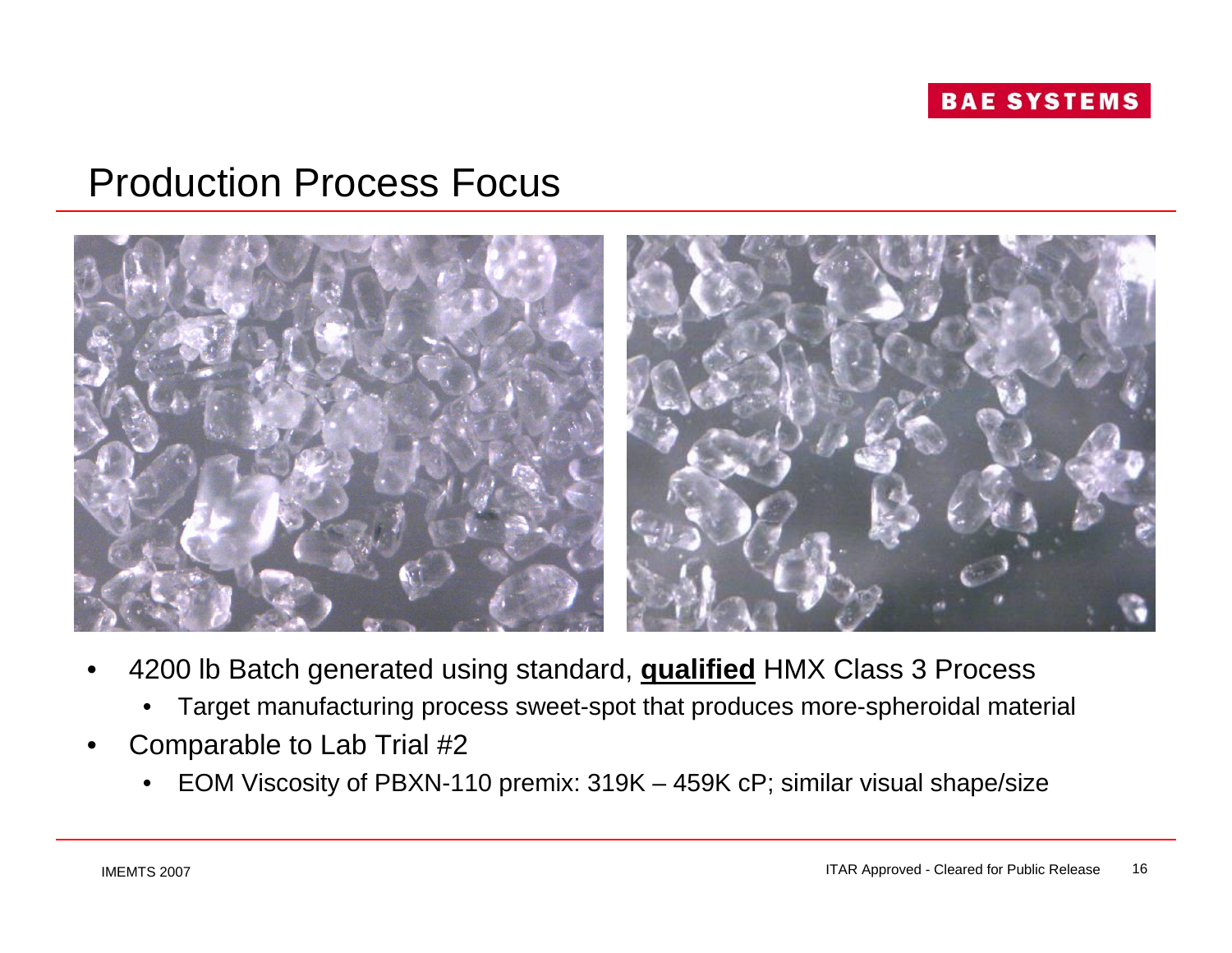# Production Process Focus

- 4200 lb Batch generated using standard, **qualified** HMX Class 3 Process
  - Target manufacturing process sweet-spot that produces more-spheroidal material
- Comparable to Lab Trial #2
  - EOM Viscosity of PBXN-110 premix: 319K – 459K cP; similar visual shape/size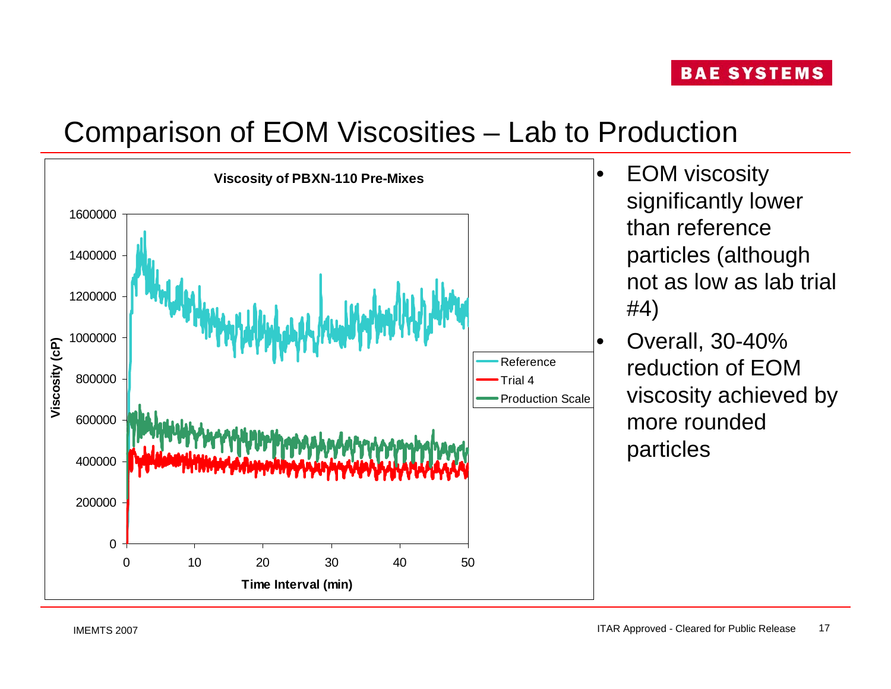# Comparison of EOM Viscosities – Lab to Production

**Viscosity of PBXN-110 Pre-Mixes**

- EOM viscosity significantly lower than reference particles (although not as low as lab trial #4)
- Overall, 30-40% reduction of EOM viscosity achieved by more rounded particles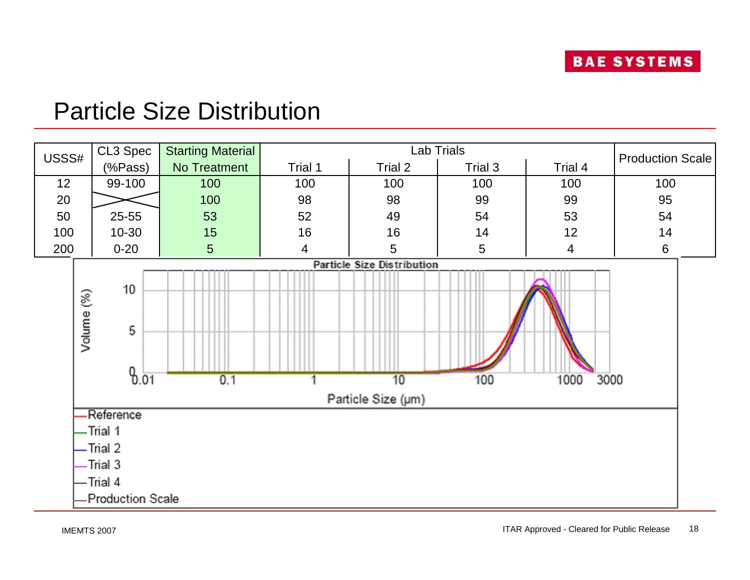# Particle Size Distribution

| USSS# | CL3 Spec (%Pass) | Starting Material No Treatment | Lab Trials | | | | Production Scale |
|---|---|---|---|---|---|---|---|
| | | | Trial 1 | Trial 2 | Trial 3 | Trial 4 | |
| 12 | 99-100 | 100 | 100 | 100 | 100 | 100 | 100 |
| 20 | | 100 | 98 | 98 | 99 | 99 | 95 |
| 50 | 25-55 | 53 | 52 | 49 | 54 | 53 | 54 |
| 100 | 10-30 | 15 | 16 | 16 | 14 | 12 | 14 |
| 200 | 0-20 | 5 | 4 | 5 | 5 | 4 | 6 |

**Particle Size Distribution**

Volume (%) vs. Particle Size (μm)

Legend: Reference, Trial 1, Trial 2, Trial 3, Trial 4, Production Scale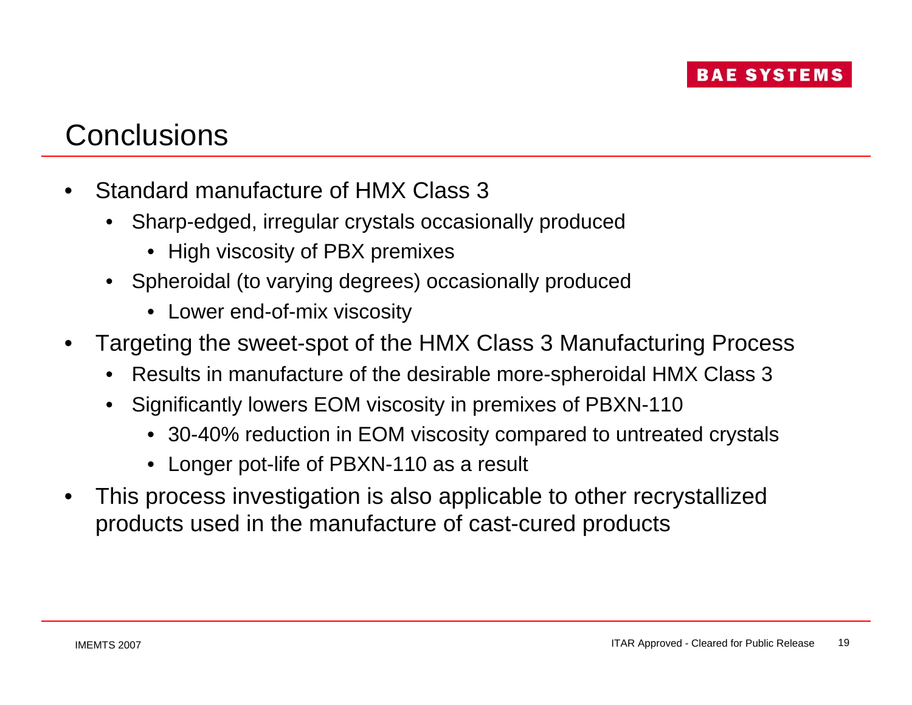# Conclusions

- Standard manufacture of HMX Class 3
  - Sharp-edged, irregular crystals occasionally produced
    - High viscosity of PBX premixes
  - Spheroidal (to varying degrees) occasionally produced
    - Lower end-of-mix viscosity
- Targeting the sweet-spot of the HMX Class 3 Manufacturing Process
  - Results in manufacture of the desirable more-spheroidal HMX Class 3
  - Significantly lowers EOM viscosity in premixes of PBXN-110
    - 30-40% reduction in EOM viscosity compared to untreated crystals
    - Longer pot-life of PBXN-110 as a result
- This process investigation is also applicable to other recrystallized products used in the manufacture of cast-cured products